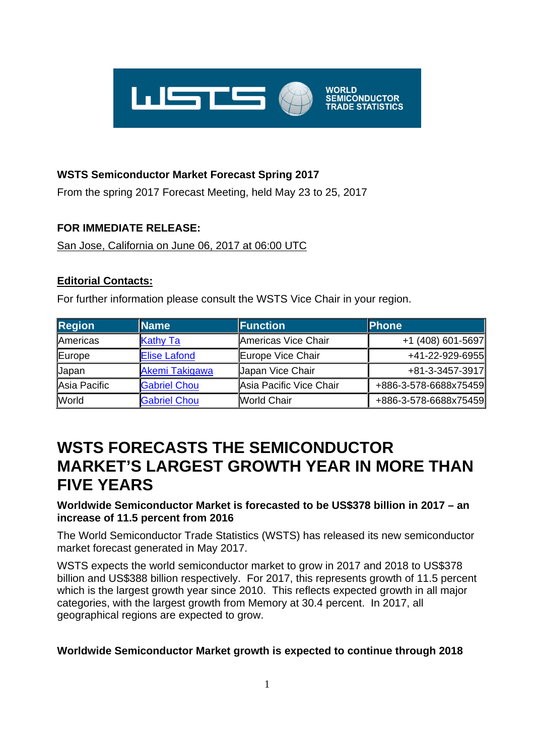WORLD SEMICONDUCTOR TRADE STATISTICS

**WSTS Semiconductor Market Forecast Spring 2017**

From the spring 2017 Forecast Meeting, held May 23 to 25, 2017

**FOR IMMEDIATE RELEASE:**

San Jose, California on June 06, 2017 at 06:00 UTC

**Editorial Contacts:**

For further information please consult the WSTS Vice Chair in your region.

| Region | Name | Function | Phone |
|---|---|---|---|
| Americas | Kathy Ta | Americas Vice Chair | +1 (408) 601-5697 |
| Europe | Elise Lafond | Europe Vice Chair | +41-22-929-6955 |
| Japan | Akemi Takigawa | Japan Vice Chair | +81-3-3457-3917 |
| Asia Pacific | Gabriel Chou | Asia Pacific Vice Chair | +886-3-578-6688x75459 |
| World | Gabriel Chou | World Chair | +886-3-578-6688x75459 |

# WSTS FORECASTS THE SEMICONDUCTOR MARKET'S LARGEST GROWTH YEAR IN MORE THAN FIVE YEARS

**Worldwide Semiconductor Market is forecasted to be US$378 billion in 2017 – an increase of 11.5 percent from 2016**

The World Semiconductor Trade Statistics (WSTS) has released its new semiconductor market forecast generated in May 2017.

WSTS expects the world semiconductor market to grow in 2017 and 2018 to US$378 billion and US$388 billion respectively. For 2017, this represents growth of 11.5 percent which is the largest growth year since 2010. This reflects expected growth in all major categories, with the largest growth from Memory at 30.4 percent. In 2017, all geographical regions are expected to grow.

**Worldwide Semiconductor Market growth is expected to continue through 2018**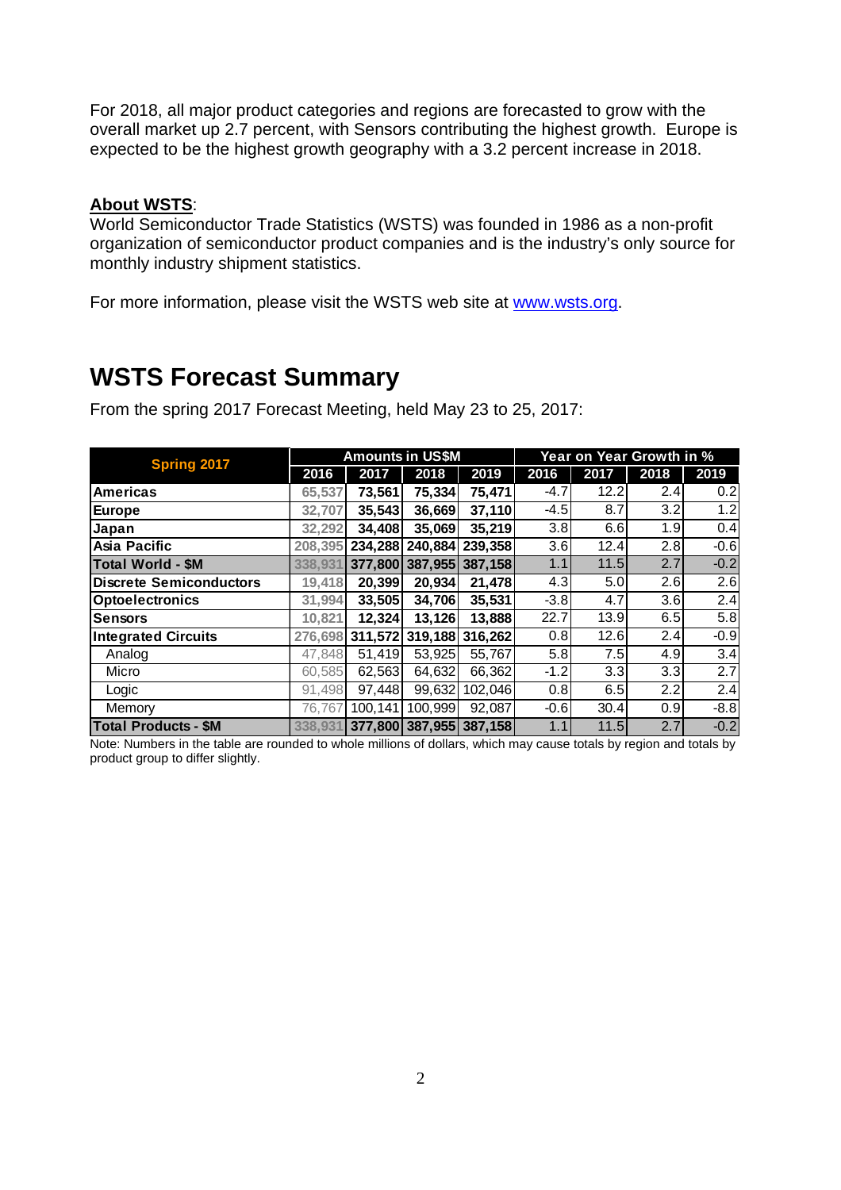For 2018, all major product categories and regions are forecasted to grow with the overall market up 2.7 percent, with Sensors contributing the highest growth. Europe is expected to be the highest growth geography with a 3.2 percent increase in 2018.

**About WSTS**:
World Semiconductor Trade Statistics (WSTS) was founded in 1986 as a non-profit organization of semiconductor product companies and is the industry's only source for monthly industry shipment statistics.

For more information, please visit the WSTS web site at [www.wsts.org](http://www.wsts.org).

# WSTS Forecast Summary

From the spring 2017 Forecast Meeting, held May 23 to 25, 2017:

| Spring 2017 | Amounts in US$M | | | | Year on Year Growth in % | | | |
|---|---|---|---|---|---|---|---|---|
| | 2016 | 2017 | 2018 | 2019 | 2016 | 2017 | 2018 | 2019 |
| **Americas** | 65,537 | 73,561 | 75,334 | 75,471 | -4.7 | 12.2 | 2.4 | 0.2 |
| **Europe** | 32,707 | 35,543 | 36,669 | 37,110 | -4.5 | 8.7 | 3.2 | 1.2 |
| **Japan** | 32,292 | 34,408 | 35,069 | 35,219 | 3.8 | 6.6 | 1.9 | 0.4 |
| **Asia Pacific** | 208,395 | 234,288 | 240,884 | 239,358 | 3.6 | 12.4 | 2.8 | -0.6 |
| **Total World - $M** | 338,931 | 377,800 | 387,955 | 387,158 | 1.1 | 11.5 | 2.7 | -0.2 |
| **Discrete Semiconductors** | 19,418 | 20,399 | 20,934 | 21,478 | 4.3 | 5.0 | 2.6 | 2.6 |
| **Optoelectronics** | 31,994 | 33,505 | 34,706 | 35,531 | -3.8 | 4.7 | 3.6 | 2.4 |
| **Sensors** | 10,821 | 12,324 | 13,126 | 13,888 | 22.7 | 13.9 | 6.5 | 5.8 |
| **Integrated Circuits** | 276,698 | 311,572 | 319,188 | 316,262 | 0.8 | 12.6 | 2.4 | -0.9 |
| Analog | 47,848 | 51,419 | 53,925 | 55,767 | 5.8 | 7.5 | 4.9 | 3.4 |
| Micro | 60,585 | 62,563 | 64,632 | 66,362 | -1.2 | 3.3 | 3.3 | 2.7 |
| Logic | 91,498 | 97,448 | 99,632 | 102,046 | 0.8 | 6.5 | 2.2 | 2.4 |
| Memory | 76,767 | 100,141 | 100,999 | 92,087 | -0.6 | 30.4 | 0.9 | -8.8 |
| **Total Products - $M** | 338,931 | 377,800 | 387,955 | 387,158 | 1.1 | 11.5 | 2.7 | -0.2 |

Note: Numbers in the table are rounded to whole millions of dollars, which may cause totals by region and totals by product group to differ slightly.